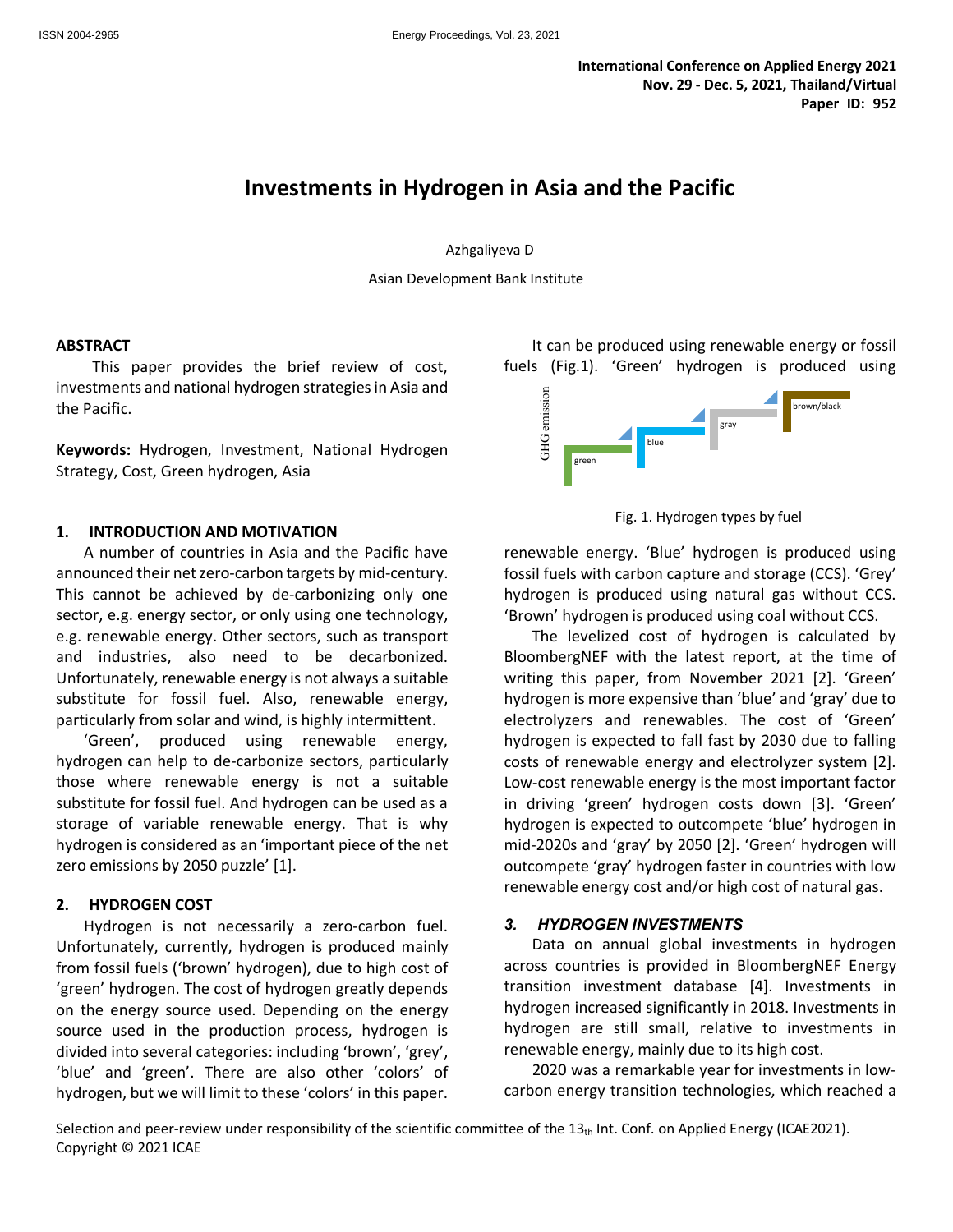# Investments in Hydrogen in Asia and the Pacific

Azhgaliyeva D

Asian Development Bank Institute

## ABSTRACT

This paper provides the brief review of cost, investments and national hydrogen strategies in Asia and the Pacific.

**Keywords:** Hydrogen, Investment, National Hydrogen Strategy, Cost, Green hydrogen, Asia

## 1. INTRODUCTION AND MOTIVATION

A number of countries in Asia and the Pacific have announced their net zero-carbon targets by mid-century. This cannot be achieved by de-carbonizing only one sector, e.g. energy sector, or only using one technology, e.g. renewable energy. Other sectors, such as transport and industries, also need to be decarbonized. Unfortunately, renewable energy is not always a suitable substitute for fossil fuel. Also, renewable energy, particularly from solar and wind, is highly intermittent.

'Green', produced using renewable energy, hydrogen can help to de-carbonize sectors, particularly those where renewable energy is not a suitable substitute for fossil fuel. And hydrogen can be used as a storage of variable renewable energy. That is why hydrogen is considered as an 'important piece of the net zero emissions by 2050 puzzle' [1].

## 2. HYDROGEN COST

Hydrogen is not necessarily a zero-carbon fuel. Unfortunately, currently, hydrogen is produced mainly from fossil fuels ('brown' hydrogen), due to high cost of 'green' hydrogen. The cost of hydrogen greatly depends on the energy source used. Depending on the energy source used in the production process, hydrogen is divided into several categories: including 'brown', 'grey', 'blue' and 'green'. There are also other 'colors' of hydrogen, but we will limit to these 'colors' in this paper.

It can be produced using renewable energy or fossil fuels (Fig.1). 'Green' hydrogen is produced using renewable energy. 'Blue' hydrogen is produced using fossil fuels with carbon capture and storage (CCS). 'Grey' hydrogen is produced using natural gas without CCS. 'Brown' hydrogen is produced using coal without CCS.

Fig. 1. Hydrogen types by fuel

The levelized cost of hydrogen is calculated by BloombergNEF with the latest report, at the time of writing this paper, from November 2021 [2]. 'Green' hydrogen is more expensive than 'blue' and 'gray' due to electrolyzers and renewables. The cost of 'Green' hydrogen is expected to fall fast by 2030 due to falling costs of renewable energy and electrolyzer system [2]. Low-cost renewable energy is the most important factor in driving 'green' hydrogen costs down [3]. 'Green' hydrogen is expected to outcompete 'blue' hydrogen in mid-2020s and 'gray' by 2050 [2]. 'Green' hydrogen will outcompete 'gray' hydrogen faster in countries with low renewable energy cost and/or high cost of natural gas.

## 3. *HYDROGEN INVESTMENTS*

Data on annual global investments in hydrogen across countries is provided in BloombergNEF Energy transition investment database [4]. Investments in hydrogen increased significantly in 2018. Investments in hydrogen are still small, relative to investments in renewable energy, mainly due to its high cost.

2020 was a remarkable year for investments in low-carbon energy transition technologies, which reached a

Selection and peer-review under responsibility of the scientific committee of the $13_{th}$ Int. Conf. on Applied Energy (ICAE2021).
Copyright © 2021 ICAE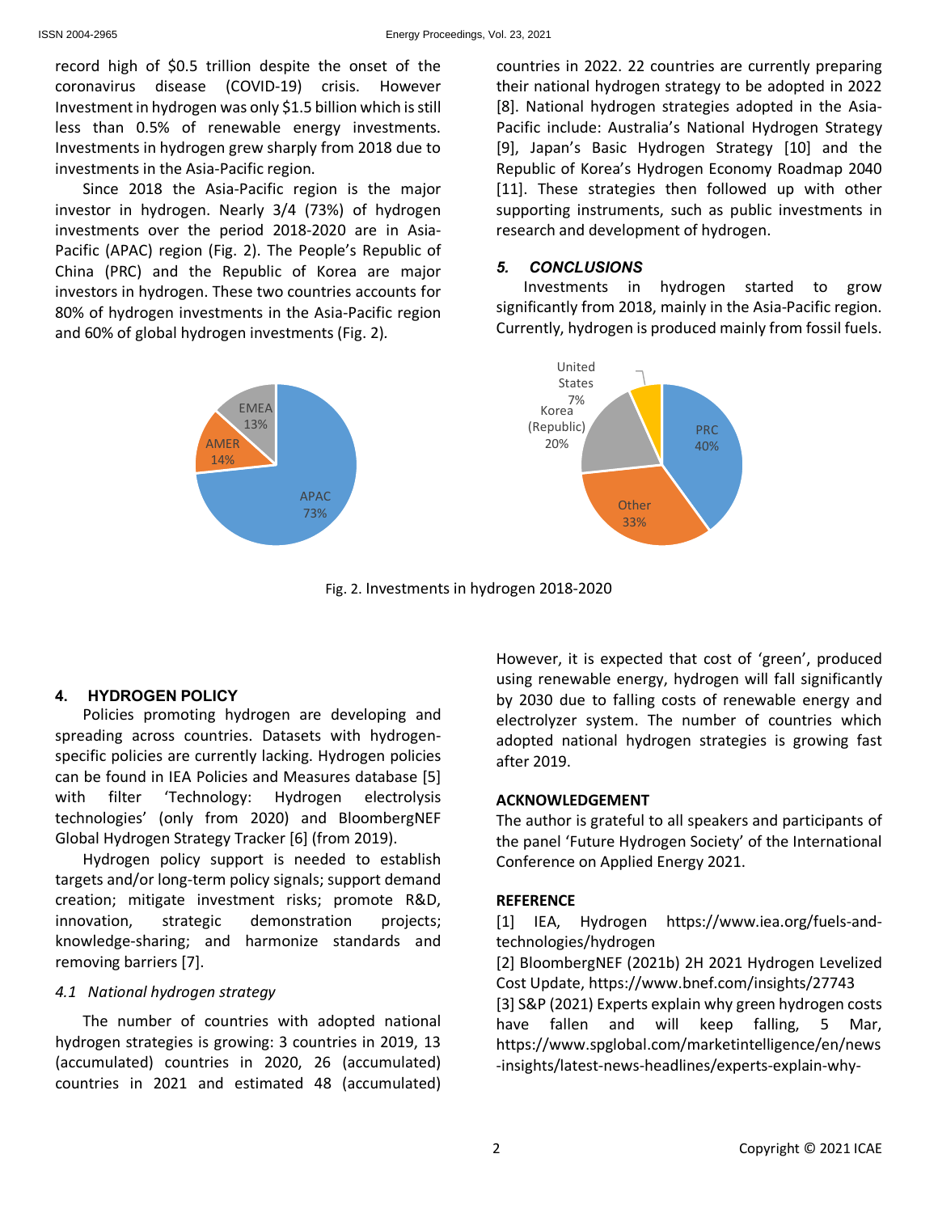record high of $0.5 trillion despite the onset of the coronavirus disease (COVID-19) crisis. However Investment in hydrogen was only $1.5 billion which is still less than 0.5% of renewable energy investments. Investments in hydrogen grew sharply from 2018 due to investments in the Asia-Pacific region.

Since 2018 the Asia-Pacific region is the major investor in hydrogen. Nearly 3/4 (73%) of hydrogen investments over the period 2018-2020 are in Asia-Pacific (APAC) region (Fig. 2). The People's Republic of China (PRC) and the Republic of Korea are major investors in hydrogen. These two countries accounts for 80% of hydrogen investments in the Asia-Pacific region and 60% of global hydrogen investments (Fig. 2).

Fig. 2. Investments in hydrogen 2018-2020

## 4. HYDROGEN POLICY

Policies promoting hydrogen are developing and spreading across countries. Datasets with hydrogen-specific policies are currently lacking. Hydrogen policies can be found in IEA Policies and Measures database [5] with filter 'Technology: Hydrogen electrolysis technologies' (only from 2020) and BloombergNEF Global Hydrogen Strategy Tracker [6] (from 2019).

Hydrogen policy support is needed to establish targets and/or long-term policy signals; support demand creation; mitigate investment risks; promote R&D, innovation, strategic demonstration projects; knowledge-sharing; and harmonize standards and removing barriers [7].

### *4.1 National hydrogen strategy*

The number of countries with adopted national hydrogen strategies is growing: 3 countries in 2019, 13 (accumulated) countries in 2020, 26 (accumulated) countries in 2021 and estimated 48 (accumulated) countries in 2022. 22 countries are currently preparing their national hydrogen strategy to be adopted in 2022 [8]. National hydrogen strategies adopted in the Asia-Pacific include: Australia's National Hydrogen Strategy [9], Japan's Basic Hydrogen Strategy [10] and the Republic of Korea's Hydrogen Economy Roadmap 2040 [11]. These strategies then followed up with other supporting instruments, such as public investments in research and development of hydrogen.

## 5. CONCLUSIONS

Investments in hydrogen started to grow significantly from 2018, mainly in the Asia-Pacific region. Currently, hydrogen is produced mainly from fossil fuels. However, it is expected that cost of 'green', produced using renewable energy, hydrogen will fall significantly by 2030 due to falling costs of renewable energy and electrolyzer system. The number of countries which adopted national hydrogen strategies is growing fast after 2019.

## ACKNOWLEDGEMENT

The author is grateful to all speakers and participants of the panel 'Future Hydrogen Society' of the International Conference on Applied Energy 2021.

## REFERENCE

[1] IEA, Hydrogen https://www.iea.org/fuels-and-technologies/hydrogen

[2] BloombergNEF (2021b) 2H 2021 Hydrogen Levelized Cost Update, https://www.bnef.com/insights/27743

[3] S&P (2021) Experts explain why green hydrogen costs have fallen and will keep falling, 5 Mar, https://www.spglobal.com/marketintelligence/en/news-insights/latest-news-headlines/experts-explain-why-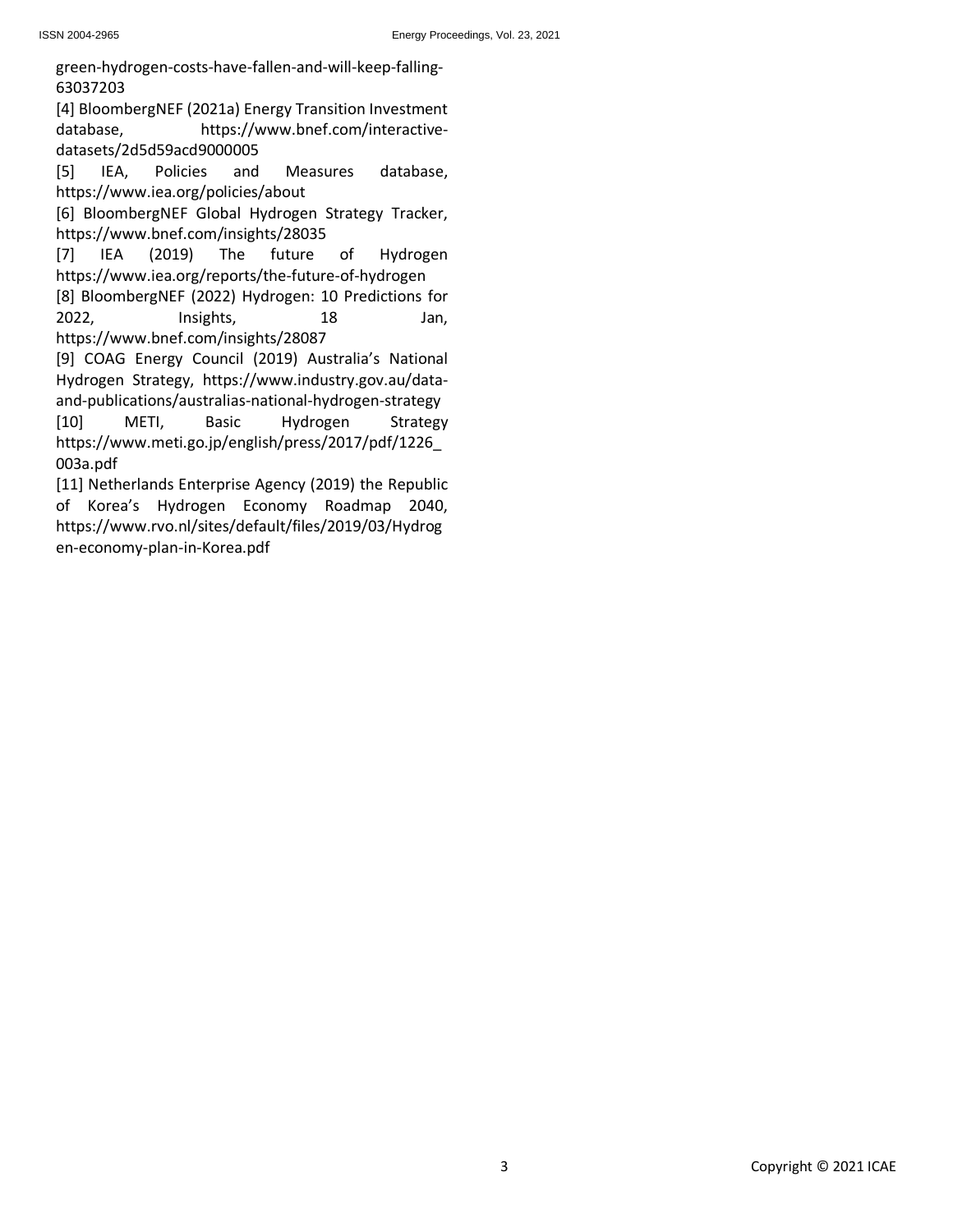green-hydrogen-costs-have-fallen-and-will-keep-falling-63037203

[4] BloombergNEF (2021a) Energy Transition Investment database, https://www.bnef.com/interactive-datasets/2d5d59acd9000005

[5] IEA, Policies and Measures database, https://www.iea.org/policies/about

[6] BloombergNEF Global Hydrogen Strategy Tracker, https://www.bnef.com/insights/28035

[7] IEA (2019) The future of Hydrogen https://www.iea.org/reports/the-future-of-hydrogen

[8] BloombergNEF (2022) Hydrogen: 10 Predictions for 2022, Insights, 18 Jan, https://www.bnef.com/insights/28087

[9] COAG Energy Council (2019) Australia's National Hydrogen Strategy, https://www.industry.gov.au/data-and-publications/australias-national-hydrogen-strategy

[10] METI, Basic Hydrogen Strategy https://www.meti.go.jp/english/press/2017/pdf/1226_003a.pdf

[11] Netherlands Enterprise Agency (2019) the Republic of Korea's Hydrogen Economy Roadmap 2040, https://www.rvo.nl/sites/default/files/2019/03/Hydrogen-economy-plan-in-Korea.pdf